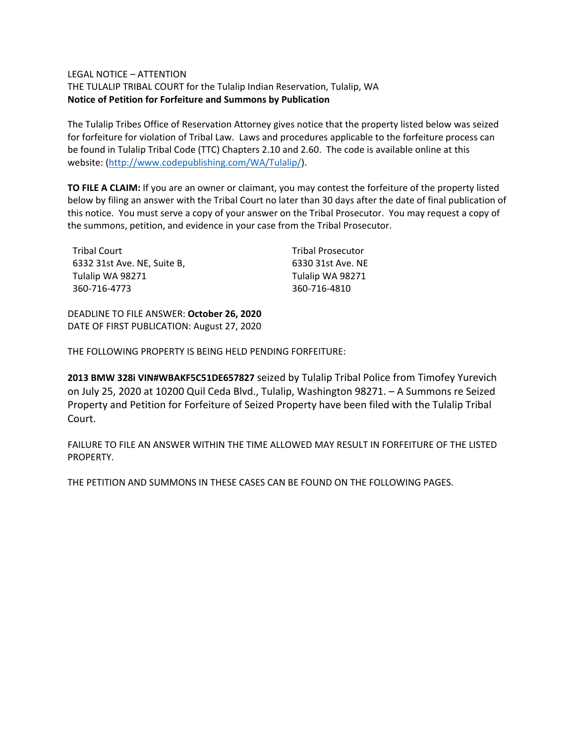LEGAL NOTICE – ATTENTION
THE TULALIP TRIBAL COURT for the Tulalip Indian Reservation, Tulalip, WA
**Notice of Petition for Forfeiture and Summons by Publication**

The Tulalip Tribes Office of Reservation Attorney gives notice that the property listed below was seized for forfeiture for violation of Tribal Law. Laws and procedures applicable to the forfeiture process can be found in Tulalip Tribal Code (TTC) Chapters 2.10 and 2.60. The code is available online at this website: (http://www.codepublishing.com/WA/Tulalip/).

**TO FILE A CLAIM:** If you are an owner or claimant, you may contest the forfeiture of the property listed below by filing an answer with the Tribal Court no later than 30 days after the date of final publication of this notice. You must serve a copy of your answer on the Tribal Prosecutor. You may request a copy of the summons, petition, and evidence in your case from the Tribal Prosecutor.

Tribal Court
6332 31st Ave. NE, Suite B,
Tulalip WA 98271
360-716-4773

Tribal Prosecutor
6330 31st Ave. NE
Tulalip WA 98271
360-716-4810

DEADLINE TO FILE ANSWER: **October 26, 2020**
DATE OF FIRST PUBLICATION: August 27, 2020

THE FOLLOWING PROPERTY IS BEING HELD PENDING FORFEITURE:

**2013 BMW 328i VIN#WBAKF5C51DE657827** seized by Tulalip Tribal Police from Timofey Yurevich on July 25, 2020 at 10200 Quil Ceda Blvd., Tulalip, Washington 98271. – A Summons re Seized Property and Petition for Forfeiture of Seized Property have been filed with the Tulalip Tribal Court.

FAILURE TO FILE AN ANSWER WITHIN THE TIME ALLOWED MAY RESULT IN FORFEITURE OF THE LISTED PROPERTY.

THE PETITION AND SUMMONS IN THESE CASES CAN BE FOUND ON THE FOLLOWING PAGES.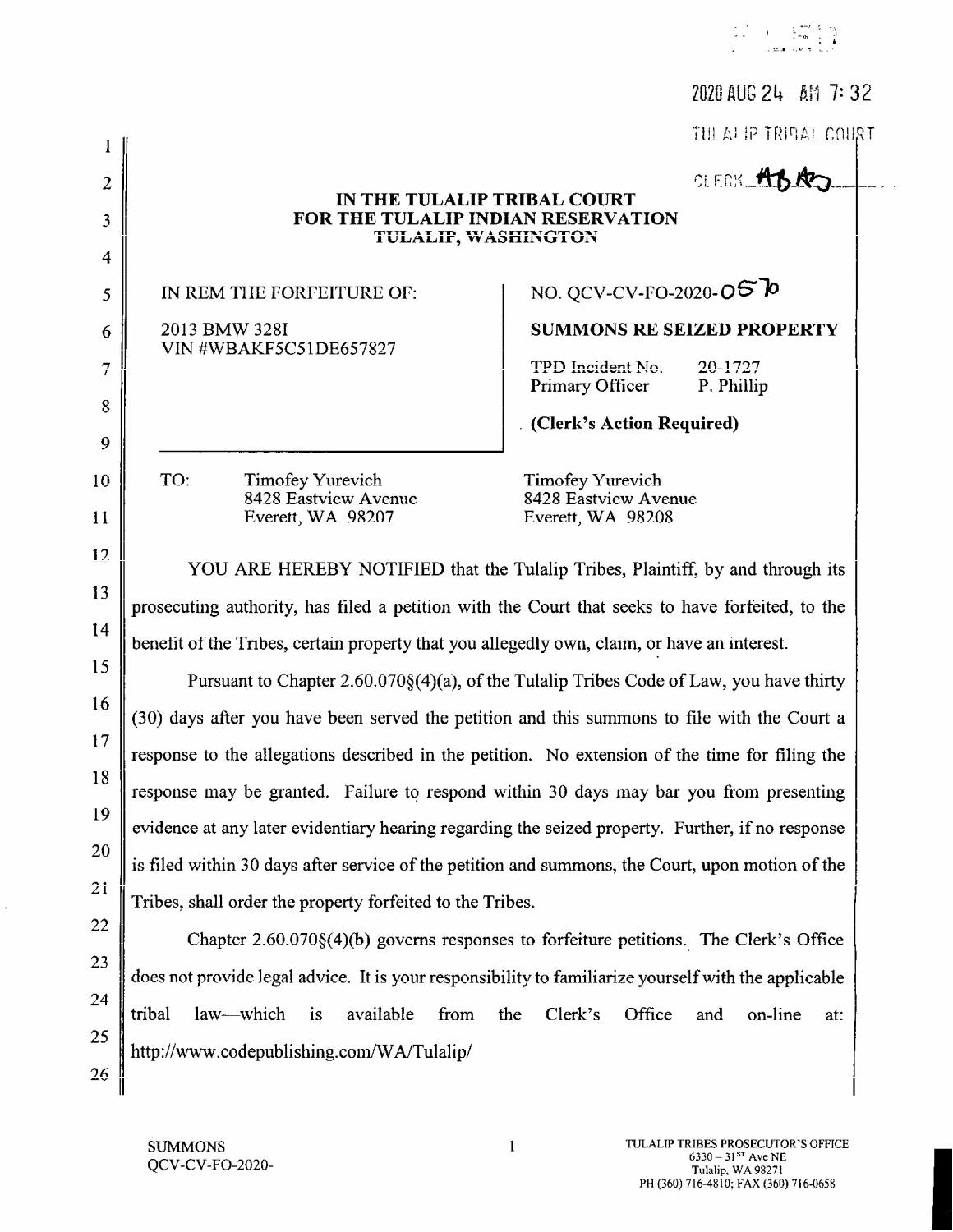2020 AUG 24 AM 7:32

TULALIP TRIBAL COURT

CLERK _AB_AB_

## IN THE TULALIP TRIBAL COURT
## FOR THE TULALIP INDIAN RESERVATION
### TULALIP, WASHINGTON

IN REM THE FORFEITURE OF:

2013 BMW 328I
VIN #WBAKF5C51DE657827

NO. QCV-CV-FO-2020-0570

**SUMMONS RE SEIZED PROPERTY**

TPD Incident No. 20-1727
Primary Officer P. Phillip

**(Clerk's Action Required)**

TO: Timofey Yurevich
8428 Eastview Avenue
Everett, WA 98207

Timofey Yurevich
8428 Eastview Avenue
Everett, WA 98208

YOU ARE HEREBY NOTIFIED that the Tulalip Tribes, Plaintiff, by and through its prosecuting authority, has filed a petition with the Court that seeks to have forfeited, to the benefit of the Tribes, certain property that you allegedly own, claim, or have an interest.

Pursuant to Chapter 2.60.070§(4)(a), of the Tulalip Tribes Code of Law, you have thirty (30) days after you have been served the petition and this summons to file with the Court a response to the allegations described in the petition. No extension of the time for filing the response may be granted. Failure to respond within 30 days may bar you from presenting evidence at any later evidentiary hearing regarding the seized property. Further, if no response is filed within 30 days after service of the petition and summons, the Court, upon motion of the Tribes, shall order the property forfeited to the Tribes.

Chapter 2.60.070§(4)(b) governs responses to forfeiture petitions. The Clerk's Office does not provide legal advice. It is your responsibility to familiarize yourself with the applicable tribal law—which is available from the Clerk's Office and on-line at: http://www.codepublishing.com/WA/Tulalip/

SUMMONS
QCV-CV-FO-2020-

TULALIP TRIBES PROSECUTOR'S OFFICE
6330 – 31ST Ave NE
Tulalip, WA 98271
PH (360) 716-4810; FAX (360) 716-0658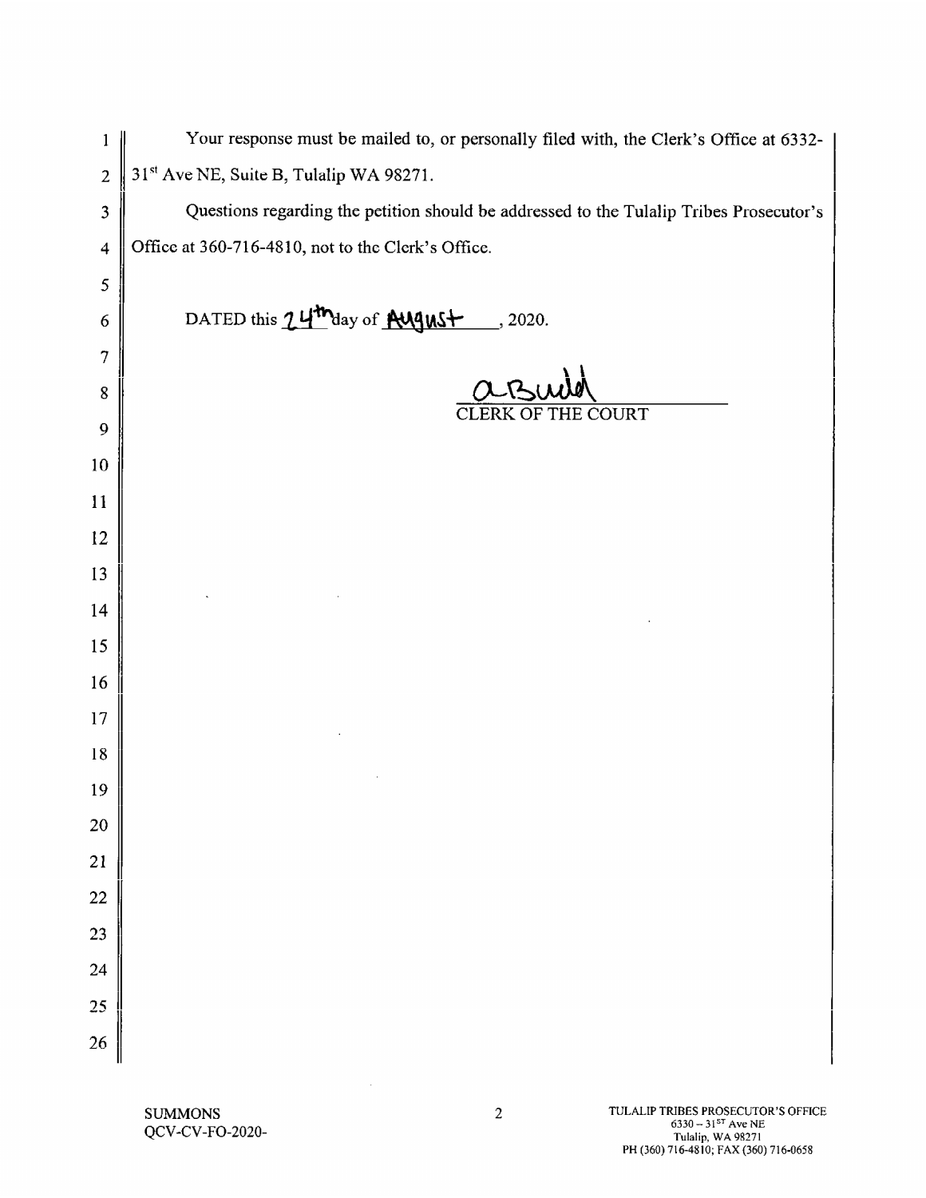Your response must be mailed to, or personally filed with, the Clerk's Office at 6332-31st Ave NE, Suite B, Tulalip WA 98271.

Questions regarding the petition should be addressed to the Tulalip Tribes Prosecutor's Office at 360-716-4810, not to the Clerk's Office.

DATED this 24th day of August, 2020.

aBuild
CLERK OF THE COURT

SUMMONS
QCV-CV-FO-2020-

TULALIP TRIBES PROSECUTOR'S OFFICE
6330 – 31ST Ave NE
Tulalip, WA 98271
PH (360) 716-4810; FAX (360) 716-0658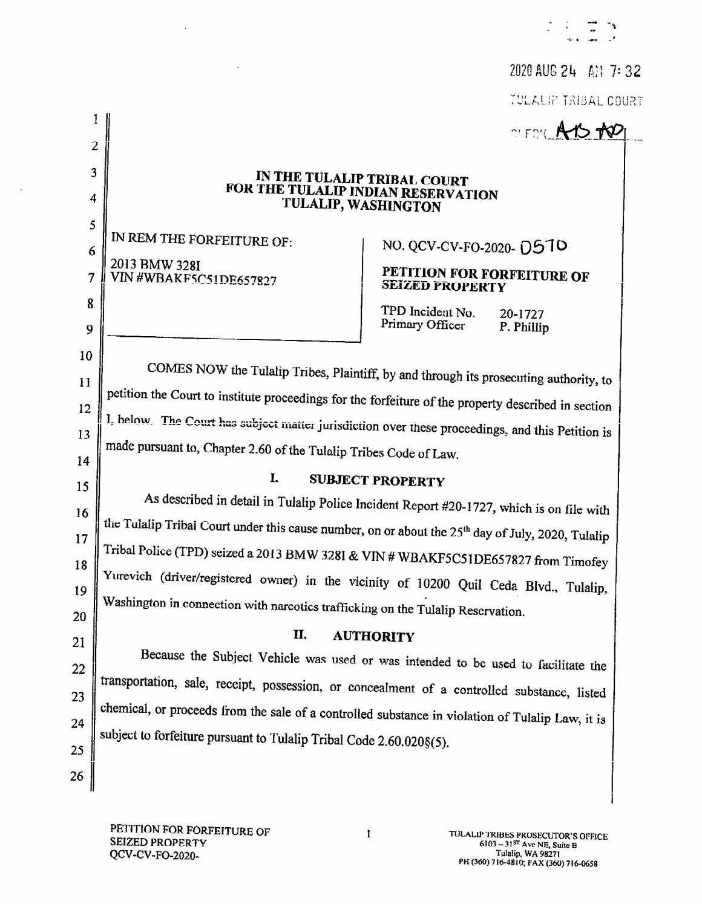2020 AUG 24 AM 7:32

TULALIP TRIBAL COURT

CLERK AB AD

**IN THE TULALIP TRIBAL COURT**
**FOR THE TULALIP INDIAN RESERVATION**
**TULALIP, WASHINGTON**

| | |
|---|---|
| IN REM THE FORFEITURE OF:<br><br>2013 BMW 328I<br>VIN #WBAKF5C51DE657827 | NO. QCV-CV-FO-2020- 0510<br><br>**PETITION FOR FORFEITURE OF SEIZED PROPERTY**<br><br>TPD Incident No. 20-1727<br>Primary Officer P. Phillip |

COMES NOW the Tulalip Tribes, Plaintiff, by and through its prosecuting authority, to petition the Court to institute proceedings for the forfeiture of the property described in section I, below. The Court has subject matter jurisdiction over these proceedings, and this Petition is made pursuant to, Chapter 2.60 of the Tulalip Tribes Code of Law.

## I. SUBJECT PROPERTY

As described in detail in Tulalip Police Incident Report #20-1727, which is on file with the Tulalip Tribal Court under this cause number, on or about the 25th day of July, 2020, Tulalip Tribal Police (TPD) seized a 2013 BMW 328I & VIN # WBAKF5C51DE657827 from Timofey Yurevich (driver/registered owner) in the vicinity of 10200 Quil Ceda Blvd., Tulalip, Washington in connection with narcotics trafficking on the Tulalip Reservation.

## II. AUTHORITY

Because the Subject Vehicle was used or was intended to be used to facilitate the transportation, sale, receipt, possession, or concealment of a controlled substance, listed chemical, or proceeds from the sale of a controlled substance in violation of Tulalip Law, it is subject to forfeiture pursuant to Tulalip Tribal Code 2.60.020§(5).

PETITION FOR FORFEITURE OF SEIZED PROPERTY
QCV-CV-FO-2020-

TULALIP TRIBES PROSECUTOR'S OFFICE
6103 – 31ST Ave NE, Suite B
Tulalip, WA 98271
PH (360) 716-4810; FAX (360) 716-0658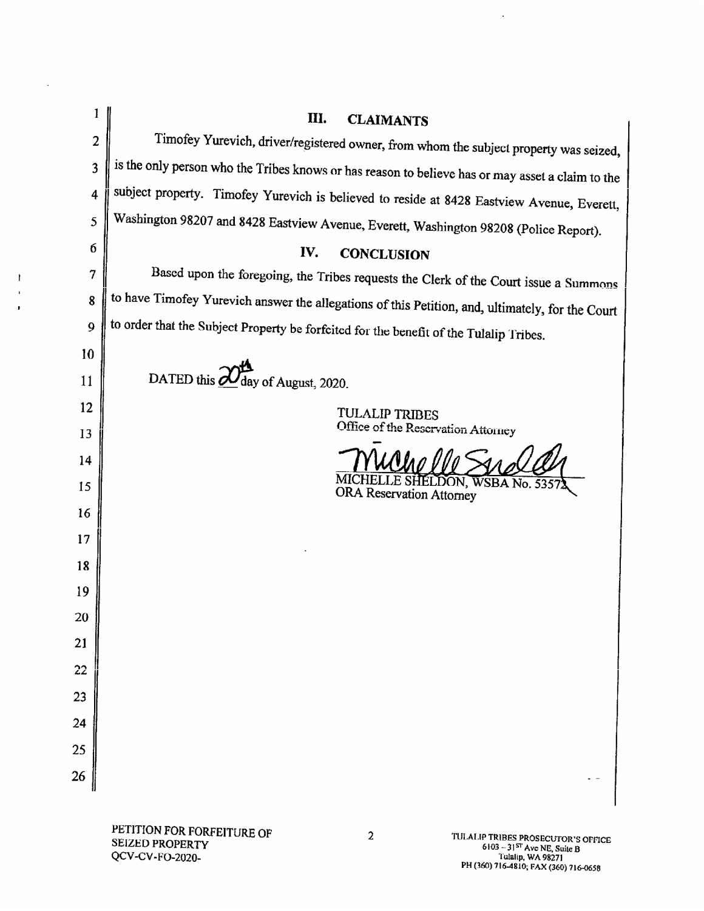## III. CLAIMANTS

Timofey Yurevich, driver/registered owner, from whom the subject property was seized, is the only person who the Tribes knows or has reason to believe has or may asset a claim to the subject property. Timofey Yurevich is believed to reside at 8428 Eastview Avenue, Everett, Washington 98207 and 8428 Eastview Avenue, Everett, Washington 98208 (Police Report).

## IV. CONCLUSION

Based upon the foregoing, the Tribes requests the Clerk of the Court issue a Summons to have Timofey Yurevich answer the allegations of this Petition, and, ultimately, for the Court to order that the Subject Property be forfeited for the benefit of the Tulalip Tribes.

DATED this 20th day of August, 2020.

TULALIP TRIBES
Office of the Reservation Attorney

Michelle Sheldon

MICHELLE SHELDON, WSBA No. 53572
ORA Reservation Attorney

PETITION FOR FORFEITURE OF SEIZED PROPERTY
QCV-CV-FO-2020-

TULALIP TRIBES PROSECUTOR'S OFFICE
6103 – 31ST Ave NE, Suite B
Tulalip, WA 98271
PH (360) 716-4810; FAX (360) 716-0658